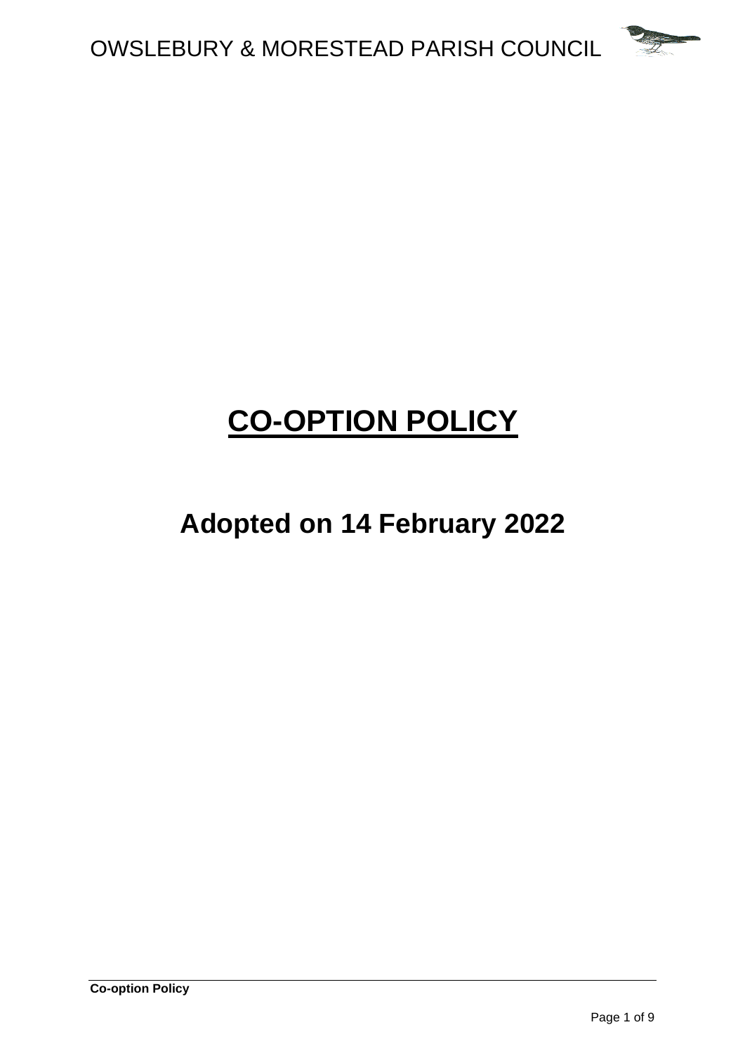# CO-OPTION POLICY

## Adopted on 14 February 2022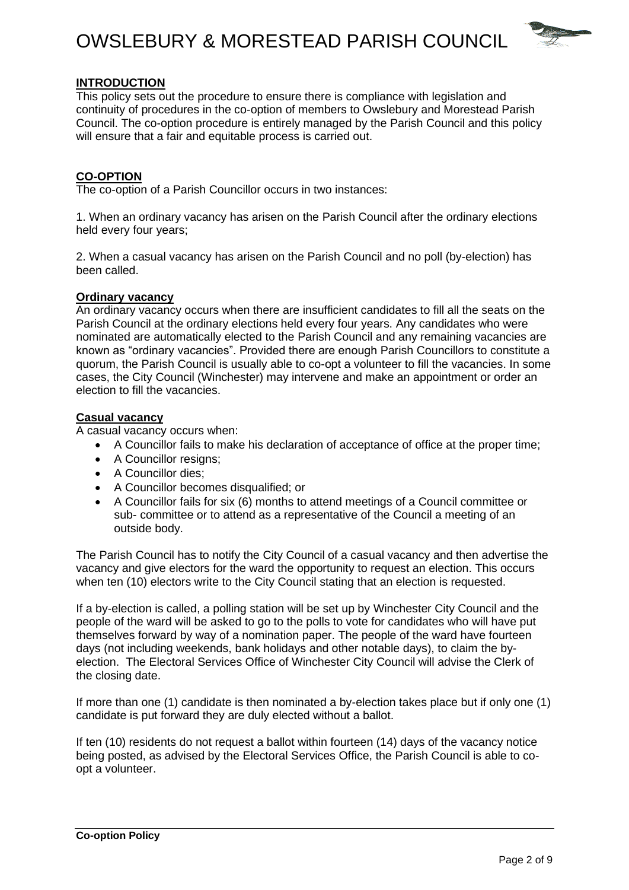## INTRODUCTION

This policy sets out the procedure to ensure there is compliance with legislation and continuity of procedures in the co-option of members to Owslebury and Morestead Parish Council. The co-option procedure is entirely managed by the Parish Council and this policy will ensure that a fair and equitable process is carried out.

## CO-OPTION

The co-option of a Parish Councillor occurs in two instances:

1. When an ordinary vacancy has arisen on the Parish Council after the ordinary elections held every four years;

2. When a casual vacancy has arisen on the Parish Council and no poll (by-election) has been called.

### Ordinary vacancy

An ordinary vacancy occurs when there are insufficient candidates to fill all the seats on the Parish Council at the ordinary elections held every four years. Any candidates who were nominated are automatically elected to the Parish Council and any remaining vacancies are known as "ordinary vacancies". Provided there are enough Parish Councillors to constitute a quorum, the Parish Council is usually able to co-opt a volunteer to fill the vacancies. In some cases, the City Council (Winchester) may intervene and make an appointment or order an election to fill the vacancies.

### Casual vacancy

A casual vacancy occurs when:

- A Councillor fails to make his declaration of acceptance of office at the proper time;
- A Councillor resigns;
- A Councillor dies;
- A Councillor becomes disqualified; or
- A Councillor fails for six (6) months to attend meetings of a Council committee or sub- committee or to attend as a representative of the Council a meeting of an outside body.

The Parish Council has to notify the City Council of a casual vacancy and then advertise the vacancy and give electors for the ward the opportunity to request an election. This occurs when ten (10) electors write to the City Council stating that an election is requested.

If a by-election is called, a polling station will be set up by Winchester City Council and the people of the ward will be asked to go to the polls to vote for candidates who will have put themselves forward by way of a nomination paper. The people of the ward have fourteen days (not including weekends, bank holidays and other notable days), to claim the by-election. The Electoral Services Office of Winchester City Council will advise the Clerk of the closing date.

If more than one (1) candidate is then nominated a by-election takes place but if only one (1) candidate is put forward they are duly elected without a ballot.

If ten (10) residents do not request a ballot within fourteen (14) days of the vacancy notice being posted, as advised by the Electoral Services Office, the Parish Council is able to co-opt a volunteer.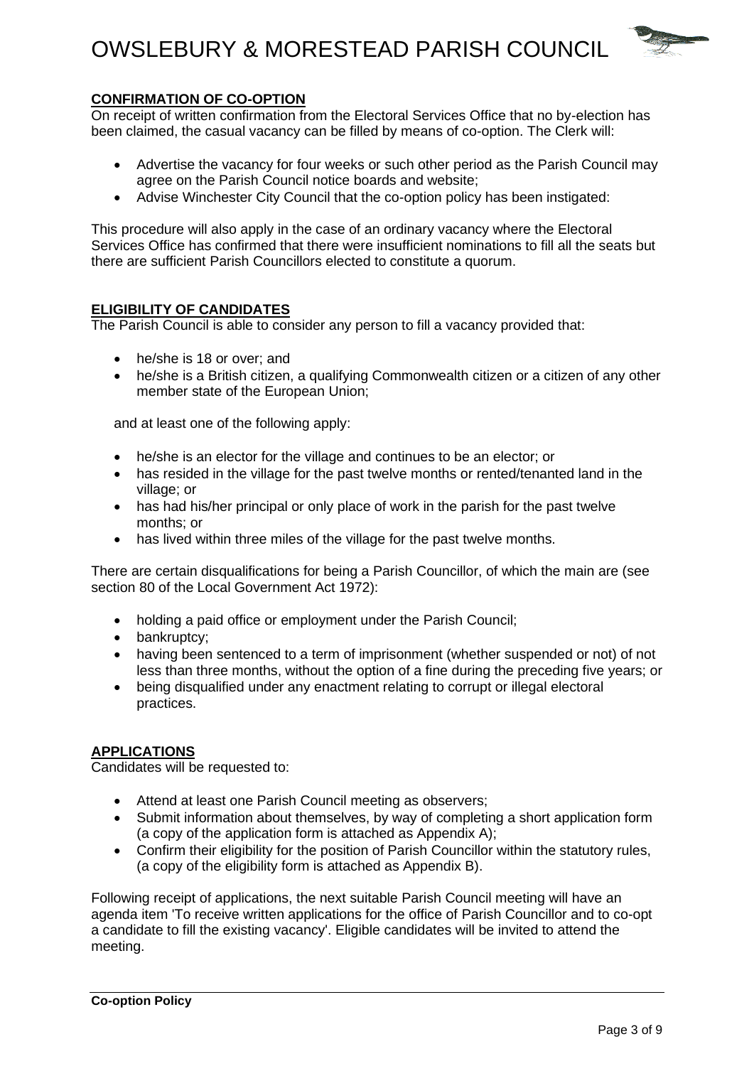## CONFIRMATION OF CO-OPTION

On receipt of written confirmation from the Electoral Services Office that no by-election has been claimed, the casual vacancy can be filled by means of co-option. The Clerk will:

- Advertise the vacancy for four weeks or such other period as the Parish Council may agree on the Parish Council notice boards and website;
- Advise Winchester City Council that the co-option policy has been instigated:

This procedure will also apply in the case of an ordinary vacancy where the Electoral Services Office has confirmed that there were insufficient nominations to fill all the seats but there are sufficient Parish Councillors elected to constitute a quorum.

## ELIGIBILITY OF CANDIDATES

The Parish Council is able to consider any person to fill a vacancy provided that:

- he/she is 18 or over; and
- he/she is a British citizen, a qualifying Commonwealth citizen or a citizen of any other member state of the European Union;

and at least one of the following apply:

- he/she is an elector for the village and continues to be an elector; or
- has resided in the village for the past twelve months or rented/tenanted land in the village; or
- has had his/her principal or only place of work in the parish for the past twelve months; or
- has lived within three miles of the village for the past twelve months.

There are certain disqualifications for being a Parish Councillor, of which the main are (see section 80 of the Local Government Act 1972):

- holding a paid office or employment under the Parish Council;
- bankruptcy;
- having been sentenced to a term of imprisonment (whether suspended or not) of not less than three months, without the option of a fine during the preceding five years; or
- being disqualified under any enactment relating to corrupt or illegal electoral practices.

## APPLICATIONS

Candidates will be requested to:

- Attend at least one Parish Council meeting as observers;
- Submit information about themselves, by way of completing a short application form (a copy of the application form is attached as Appendix A);
- Confirm their eligibility for the position of Parish Councillor within the statutory rules, (a copy of the eligibility form is attached as Appendix B).

Following receipt of applications, the next suitable Parish Council meeting will have an agenda item 'To receive written applications for the office of Parish Councillor and to co-opt a candidate to fill the existing vacancy'. Eligible candidates will be invited to attend the meeting.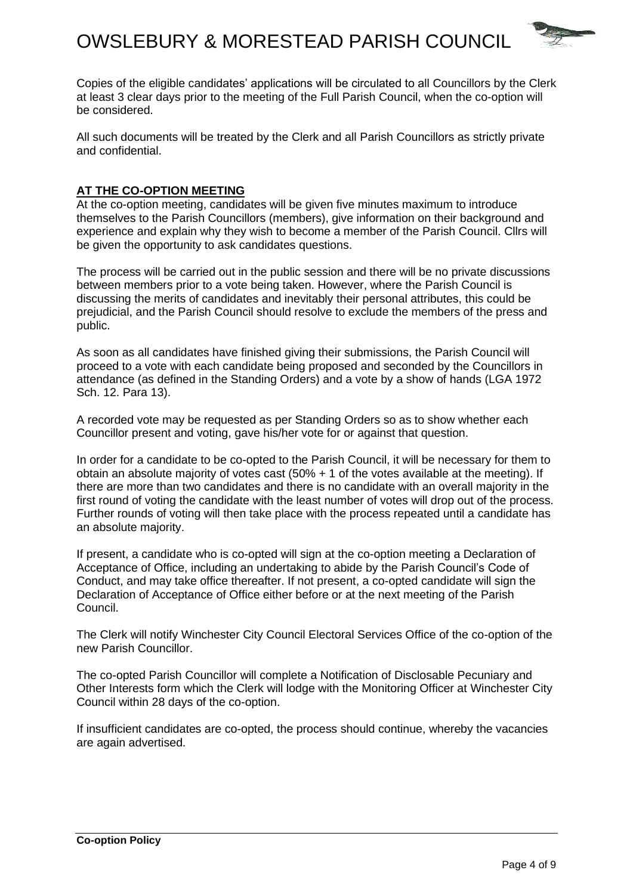Copies of the eligible candidates' applications will be circulated to all Councillors by the Clerk at least 3 clear days prior to the meeting of the Full Parish Council, when the co-option will be considered.

All such documents will be treated by the Clerk and all Parish Councillors as strictly private and confidential.

## AT THE CO-OPTION MEETING

At the co-option meeting, candidates will be given five minutes maximum to introduce themselves to the Parish Councillors (members), give information on their background and experience and explain why they wish to become a member of the Parish Council. Cllrs will be given the opportunity to ask candidates questions.

The process will be carried out in the public session and there will be no private discussions between members prior to a vote being taken. However, where the Parish Council is discussing the merits of candidates and inevitably their personal attributes, this could be prejudicial, and the Parish Council should resolve to exclude the members of the press and public.

As soon as all candidates have finished giving their submissions, the Parish Council will proceed to a vote with each candidate being proposed and seconded by the Councillors in attendance (as defined in the Standing Orders) and a vote by a show of hands (LGA 1972 Sch. 12. Para 13).

A recorded vote may be requested as per Standing Orders so as to show whether each Councillor present and voting, gave his/her vote for or against that question.

In order for a candidate to be co-opted to the Parish Council, it will be necessary for them to obtain an absolute majority of votes cast (50% + 1 of the votes available at the meeting). If there are more than two candidates and there is no candidate with an overall majority in the first round of voting the candidate with the least number of votes will drop out of the process. Further rounds of voting will then take place with the process repeated until a candidate has an absolute majority.

If present, a candidate who is co-opted will sign at the co-option meeting a Declaration of Acceptance of Office, including an undertaking to abide by the Parish Council's Code of Conduct, and may take office thereafter. If not present, a co-opted candidate will sign the Declaration of Acceptance of Office either before or at the next meeting of the Parish Council.

The Clerk will notify Winchester City Council Electoral Services Office of the co-option of the new Parish Councillor.

The co-opted Parish Councillor will complete a Notification of Disclosable Pecuniary and Other Interests form which the Clerk will lodge with the Monitoring Officer at Winchester City Council within 28 days of the co-option.

If insufficient candidates are co-opted, the process should continue, whereby the vacancies are again advertised.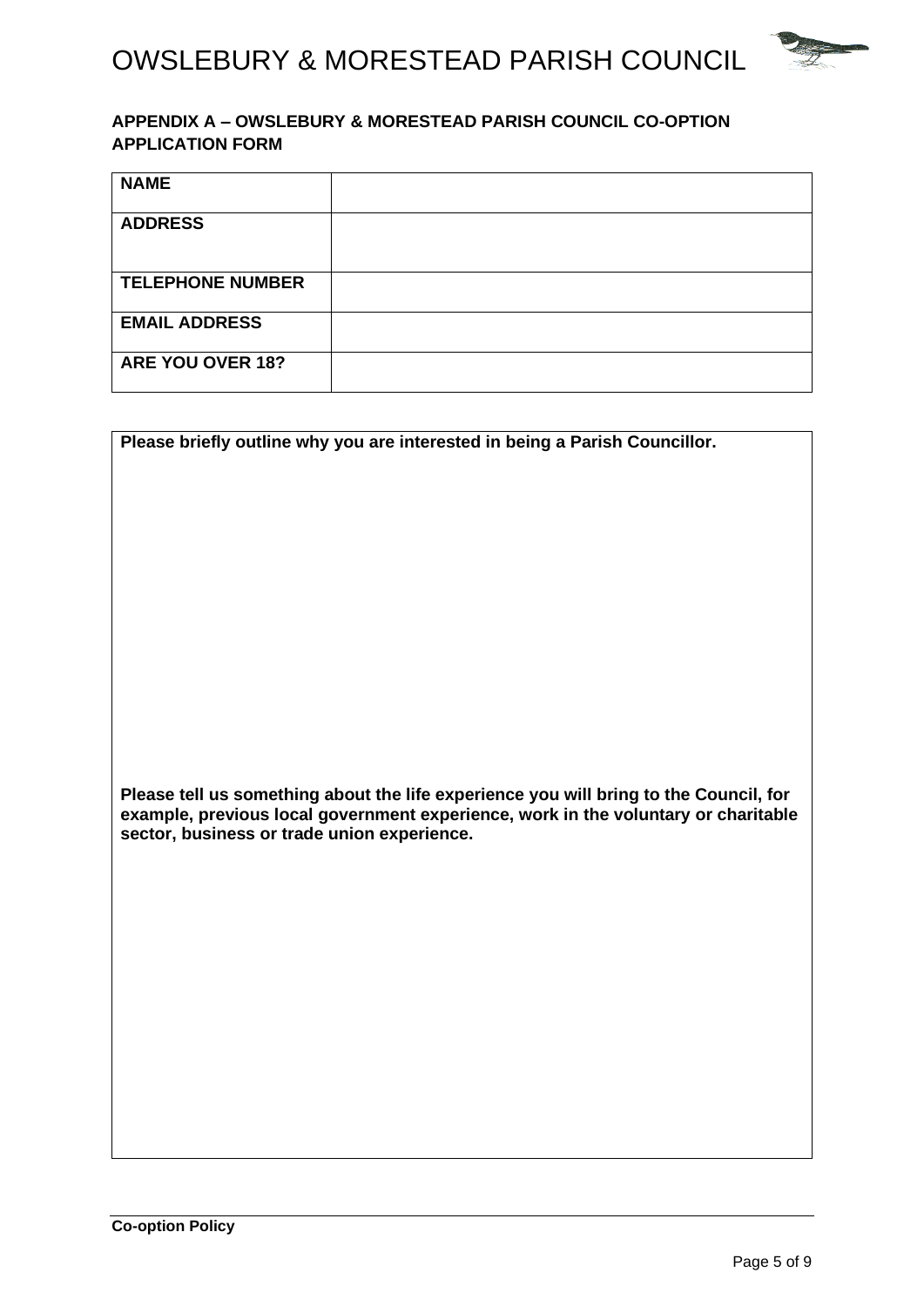## APPENDIX A – OWSLEBURY & MORESTEAD PARISH COUNCIL CO-OPTION APPLICATION FORM

| NAME | |
|---|---|
| ADDRESS | |
| TELEPHONE NUMBER | |
| EMAIL ADDRESS | |
| ARE YOU OVER 18? | |

**Please briefly outline why you are interested in being a Parish Councillor.**

**Please tell us something about the life experience you will bring to the Council, for example, previous local government experience, work in the voluntary or charitable sector, business or trade union experience.**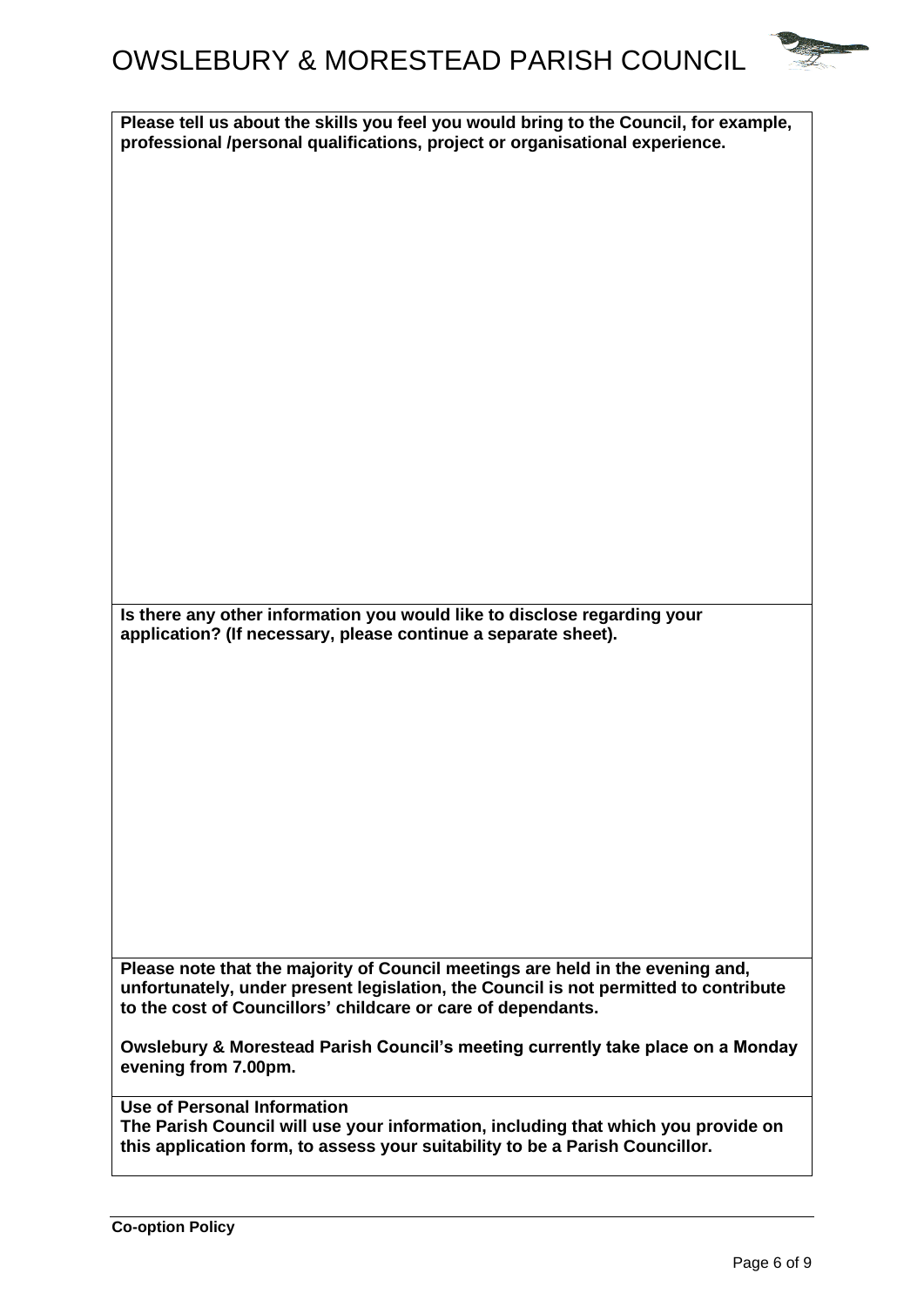**Please tell us about the skills you feel you would bring to the Council, for example, professional /personal qualifications, project or organisational experience.**

**Is there any other information you would like to disclose regarding your application? (If necessary, please continue a separate sheet).**

**Please note that the majority of Council meetings are held in the evening and, unfortunately, under present legislation, the Council is not permitted to contribute to the cost of Councillors' childcare or care of dependants.**

**Owslebury & Morestead Parish Council's meeting currently take place on a Monday evening from 7.00pm.**

**Use of Personal Information**
**The Parish Council will use your information, including that which you provide on this application form, to assess your suitability to be a Parish Councillor.**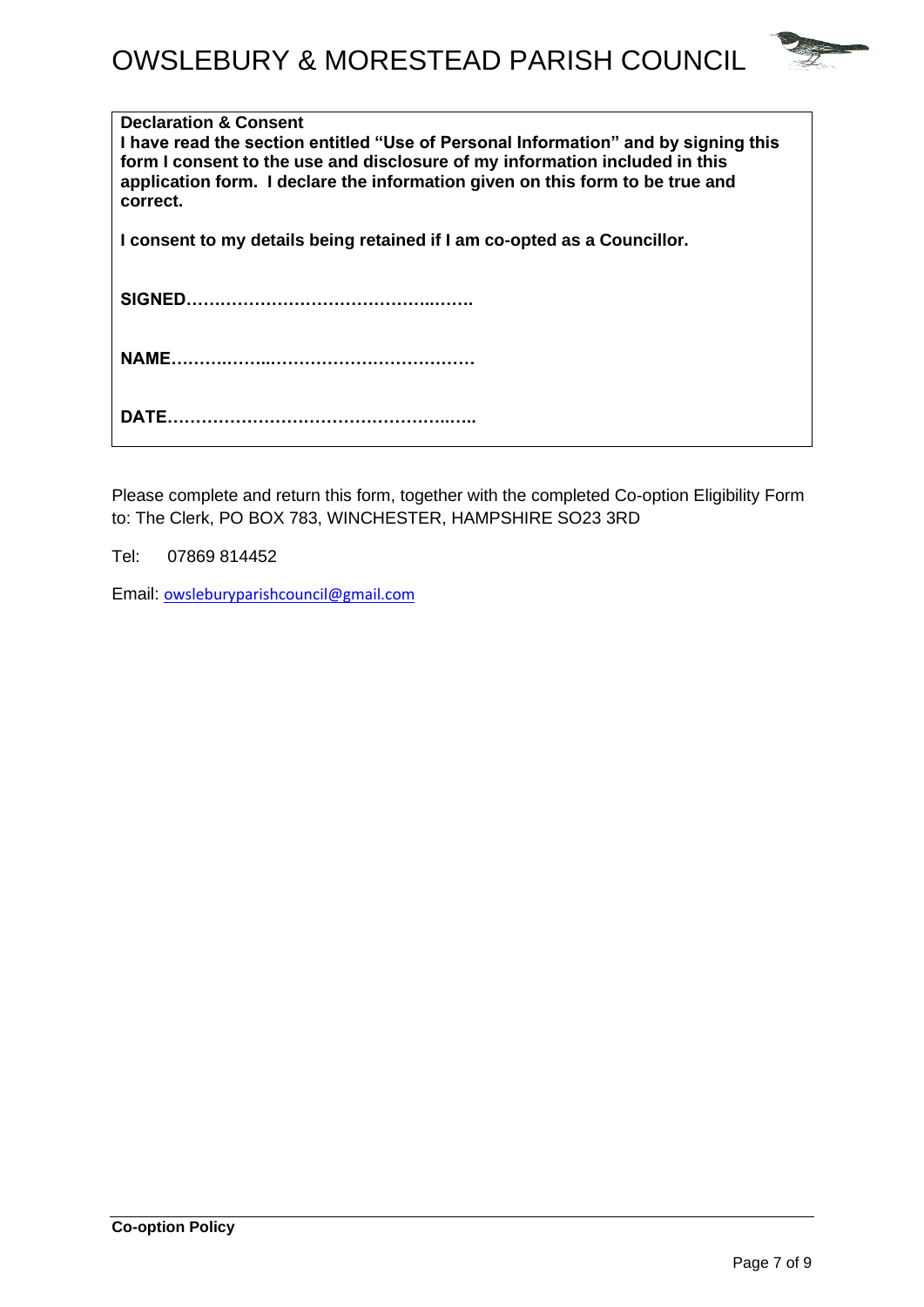**Declaration & Consent**

**I have read the section entitled "Use of Personal Information" and by signing this form I consent to the use and disclosure of my information included in this application form. I declare the information given on this form to be true and correct.**

**I consent to my details being retained if I am co-opted as a Councillor.**

**SIGNED……………………………………..…….**

**NAME……….……..……………………………**

**DATE…………………………………………..…..**

Please complete and return this form, together with the completed Co-option Eligibility Form to: The Clerk, PO BOX 783, WINCHESTER, HAMPSHIRE SO23 3RD

Tel: 07869 814452

Email: owsleburyparishcouncil@gmail.com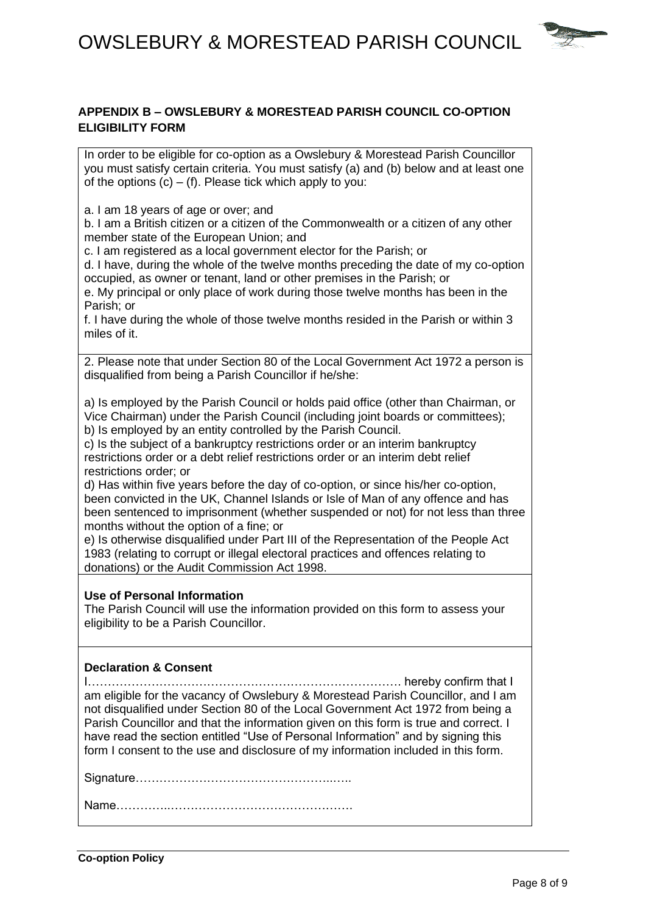## APPENDIX B – OWSLEBURY & MORESTEAD PARISH COUNCIL CO-OPTION ELIGIBILITY FORM

In order to be eligible for co-option as a Owslebury & Morestead Parish Councillor you must satisfy certain criteria. You must satisfy (a) and (b) below and at least one of the options (c) – (f). Please tick which apply to you:

a. I am 18 years of age or over; and
b. I am a British citizen or a citizen of the Commonwealth or a citizen of any other member state of the European Union; and
c. I am registered as a local government elector for the Parish; or
d. I have, during the whole of the twelve months preceding the date of my co-option occupied, as owner or tenant, land or other premises in the Parish; or
e. My principal or only place of work during those twelve months has been in the Parish; or
f. I have during the whole of those twelve months resided in the Parish or within 3 miles of it.

2. Please note that under Section 80 of the Local Government Act 1972 a person is disqualified from being a Parish Councillor if he/she:

a) Is employed by the Parish Council or holds paid office (other than Chairman, or Vice Chairman) under the Parish Council (including joint boards or committees);
b) Is employed by an entity controlled by the Parish Council.
c) Is the subject of a bankruptcy restrictions order or an interim bankruptcy restrictions order or a debt relief restrictions order or an interim debt relief restrictions order; or
d) Has within five years before the day of co-option, or since his/her co-option, been convicted in the UK, Channel Islands or Isle of Man of any offence and has been sentenced to imprisonment (whether suspended or not) for not less than three months without the option of a fine; or
e) Is otherwise disqualified under Part III of the Representation of the People Act 1983 (relating to corrupt or illegal electoral practices and offences relating to donations) or the Audit Commission Act 1998.

**Use of Personal Information**

The Parish Council will use the information provided on this form to assess your eligibility to be a Parish Councillor.

**Declaration & Consent**

I……………………………………………………………………… hereby confirm that I am eligible for the vacancy of Owslebury & Morestead Parish Councillor, and I am not disqualified under Section 80 of the Local Government Act 1972 from being a Parish Councillor and that the information given on this form is true and correct. I have read the section entitled "Use of Personal Information" and by signing this form I consent to the use and disclosure of my information included in this form.

Signature……………………………………………..…..

Name…………..……………………………………….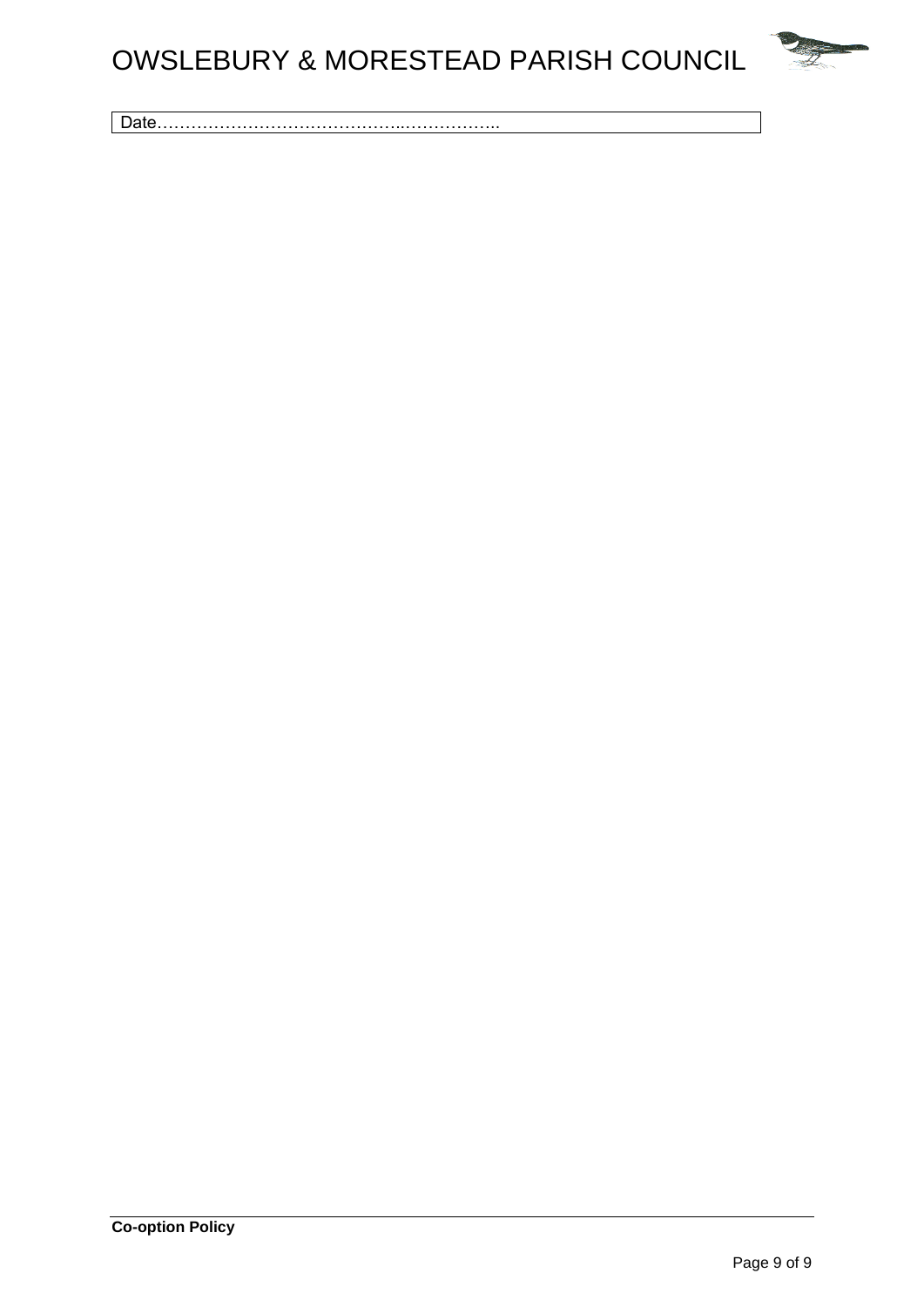Date…………………….…………..……………..